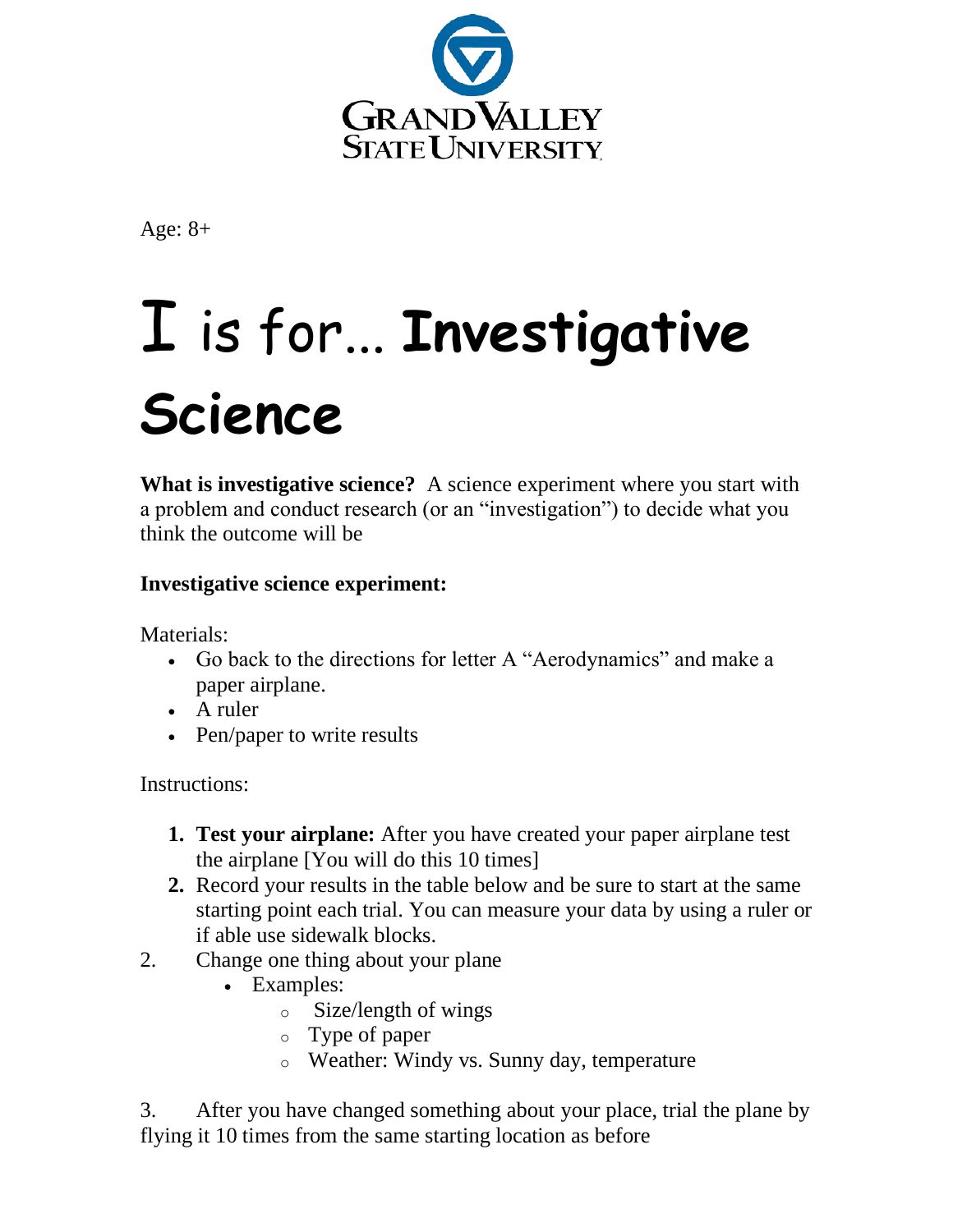Age: 8+

# I is for… **Investigative Science**

**What is investigative science?** A science experiment where you start with a problem and conduct research (or an "investigation") to decide what you think the outcome will be

**Investigative science experiment:**

Materials:

- Go back to the directions for letter A "Aerodynamics" and make a paper airplane.
- A ruler
- Pen/paper to write results

Instructions:

1. **Test your airplane:** After you have created your paper airplane test the airplane [You will do this 10 times]
2. Record your results in the table below and be sure to start at the same starting point each trial. You can measure your data by using a ruler or if able use sidewalk blocks.

2. Change one thing about your plane
   - Examples:
     - Size/length of wings
     - Type of paper
     - Weather: Windy vs. Sunny day, temperature

3. After you have changed something about your place, trial the plane by flying it 10 times from the same starting location as before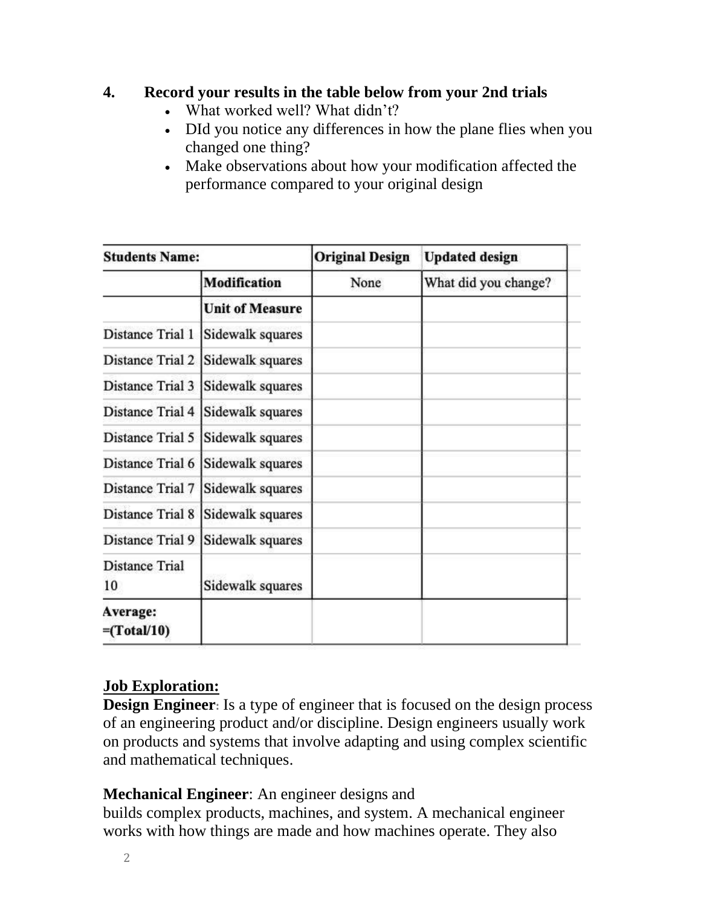4. **Record your results in the table below from your 2nd trials**
   - What worked well? What didn't?
   - DId you notice any differences in how the plane flies when you changed one thing?
   - Make observations about how your modification affected the performance compared to your original design

| **Students Name:** | | **Original Design** | **Updated design** |
|---|---|---|---|
| | **Modification** | None | What did you change? |
| | **Unit of Measure** | | |
| Distance Trial 1 | Sidewalk squares | | |
| Distance Trial 2 | Sidewalk squares | | |
| Distance Trial 3 | Sidewalk squares | | |
| Distance Trial 4 | Sidewalk squares | | |
| Distance Trial 5 | Sidewalk squares | | |
| Distance Trial 6 | Sidewalk squares | | |
| Distance Trial 7 | Sidewalk squares | | |
| Distance Trial 8 | Sidewalk squares | | |
| Distance Trial 9 | Sidewalk squares | | |
| Distance Trial 10 | Sidewalk squares | | |
| **Average: =(Total/10)** | | | |

**<u>Job Exploration:</u>**

**Design Engineer**: Is a type of engineer that is focused on the design process of an engineering product and/or discipline. Design engineers usually work on products and systems that involve adapting and using complex scientific and mathematical techniques.

**Mechanical Engineer**: An engineer designs and builds complex products, machines, and system. A mechanical engineer works with how things are made and how machines operate. They also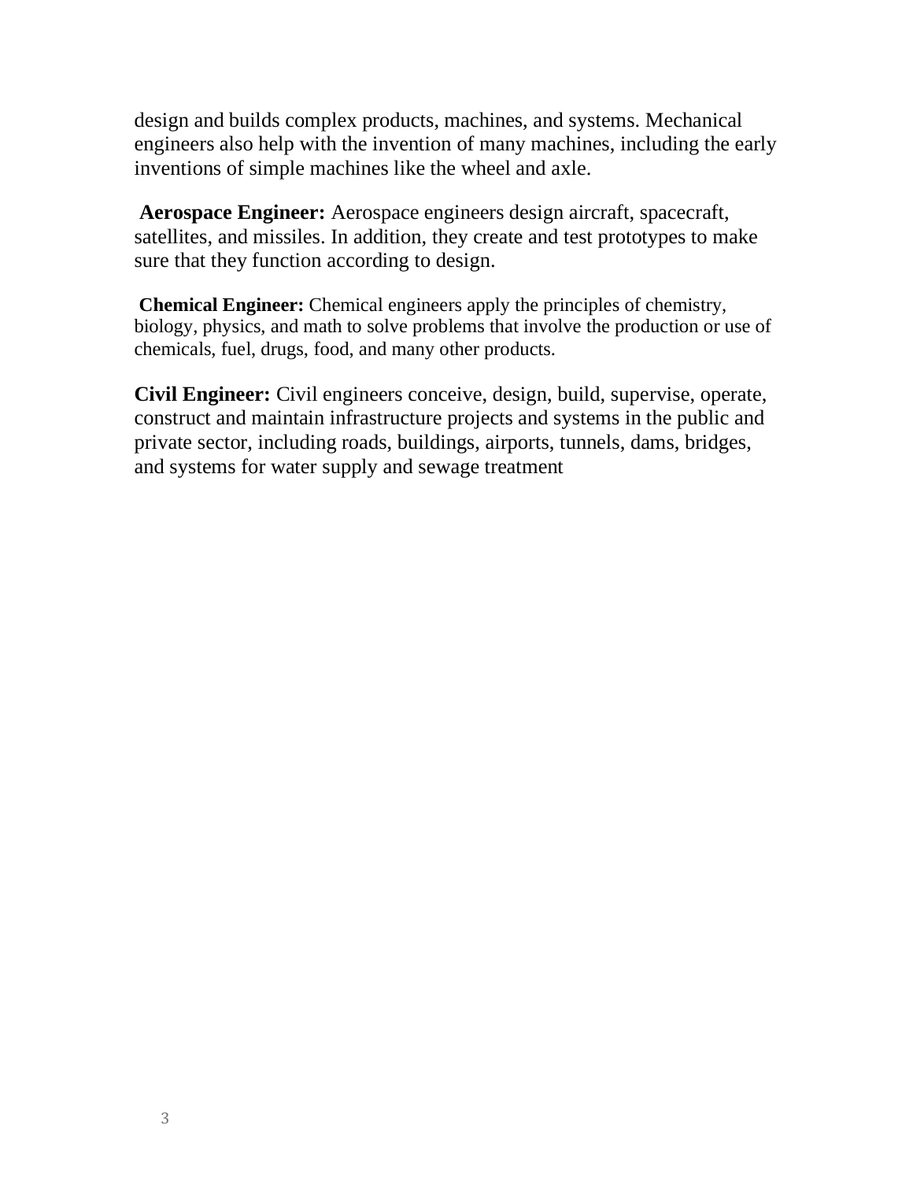design and builds complex products, machines, and systems. Mechanical engineers also help with the invention of many machines, including the early inventions of simple machines like the wheel and axle.

**Aerospace Engineer:** Aerospace engineers design aircraft, spacecraft, satellites, and missiles. In addition, they create and test prototypes to make sure that they function according to design.

**Chemical Engineer:** Chemical engineers apply the principles of chemistry, biology, physics, and math to solve problems that involve the production or use of chemicals, fuel, drugs, food, and many other products.

**Civil Engineer:** Civil engineers conceive, design, build, supervise, operate, construct and maintain infrastructure projects and systems in the public and private sector, including roads, buildings, airports, tunnels, dams, bridges, and systems for water supply and sewage treatment